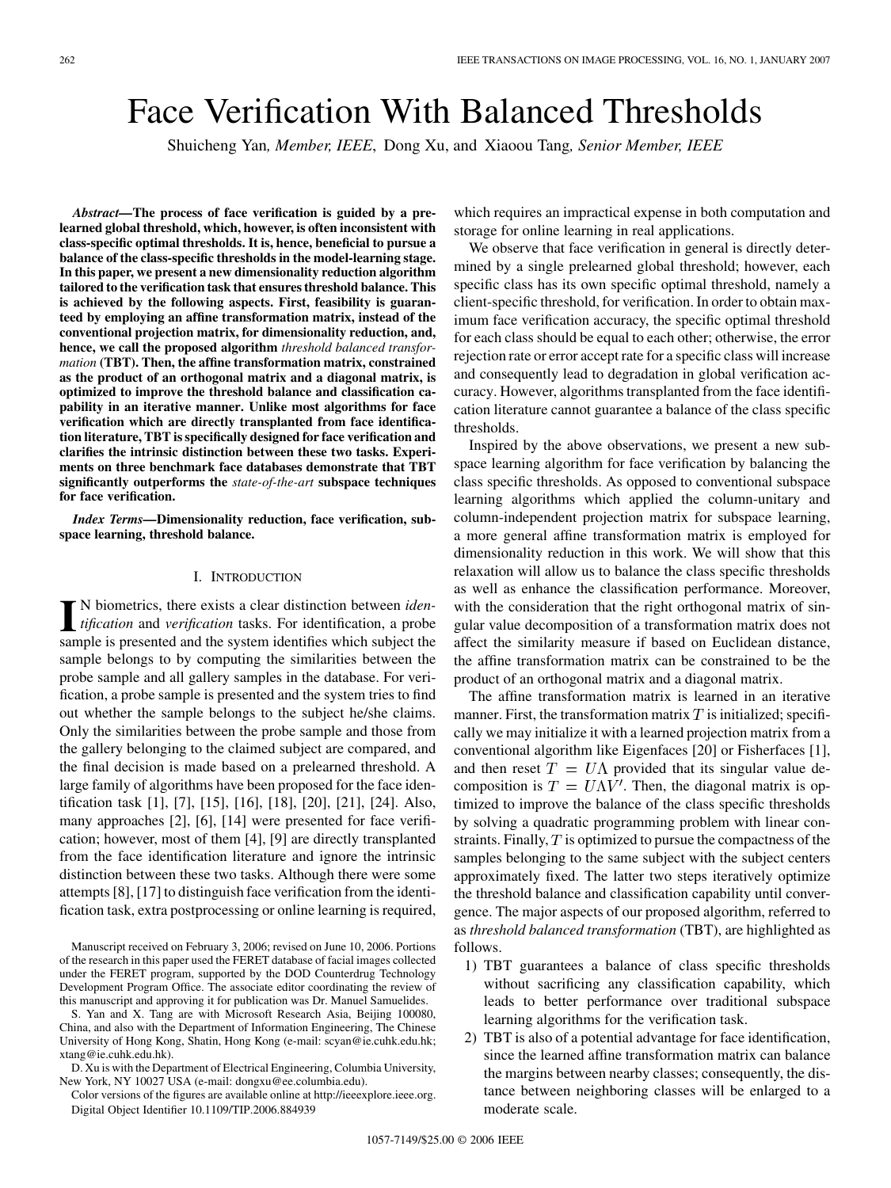# Face Verification With Balanced Thresholds

Shuicheng Yan, *Member, IEEE*, Dong Xu, and Xiaoou Tang, *Senior Member, IEEE*

***Abstract*—The process of face verification is guided by a prelearned global threshold, which, however, is often inconsistent with class-specific optimal thresholds. It is, hence, beneficial to pursue a balance of the class-specific thresholds in the model-learning stage. In this paper, we present a new dimensionality reduction algorithm tailored to the verification task that ensures threshold balance. This is achieved by the following aspects. First, feasibility is guaranteed by employing an affine transformation matrix, instead of the conventional projection matrix, for dimensionality reduction, and, hence, we call the proposed algorithm *threshold balanced transformation* (TBT). Then, the affine transformation matrix, constrained as the product of an orthogonal matrix and a diagonal matrix, is optimized to improve the threshold balance and classification capability in an iterative manner. Unlike most algorithms for face verification which are directly transplanted from face identification literature, TBT is specifically designed for face verification and clarifies the intrinsic distinction between these two tasks. Experiments on three benchmark face databases demonstrate that TBT significantly outperforms the *state-of-the-art* subspace techniques for face verification.**

***Index Terms*—Dimensionality reduction, face verification, subspace learning, threshold balance.**

## I. Introduction

In biometrics, there exists a clear distinction between *identification* and *verification* tasks. For identification, a probe sample is presented and the system identifies which subject the sample belongs to by computing the similarities between the probe sample and all gallery samples in the database. For verification, a probe sample is presented and the system tries to find out whether the sample belongs to the subject he/she claims. Only the similarities between the probe sample and those from the gallery belonging to the claimed subject are compared, and the final decision is made based on a prelearned threshold. A large family of algorithms have been proposed for the face identification task [1], [7], [15], [16], [18], [20], [21], [24]. Also, many approaches [2], [6], [14] were presented for face verification; however, most of them [4], [9] are directly transplanted from the face identification literature and ignore the intrinsic distinction between these two tasks. Although there were some attempts [8], [17] to distinguish face verification from the identification task, extra postprocessing or online learning is required, which requires an impractical expense in both computation and storage for online learning in real applications.

We observe that face verification in general is directly determined by a single prelearned global threshold; however, each specific class has its own specific optimal threshold, namely a client-specific threshold, for verification. In order to obtain maximum face verification accuracy, the specific optimal threshold for each class should be equal to each other; otherwise, the error rejection rate or error accept rate for a specific class will increase and consequently lead to degradation in global verification accuracy. However, algorithms transplanted from the face identification literature cannot guarantee a balance of the class specific thresholds.

Inspired by the above observations, we present a new subspace learning algorithm for face verification by balancing the class specific thresholds. As opposed to conventional subspace learning algorithms which applied the column-unitary and column-independent projection matrix for subspace learning, a more general affine transformation matrix is employed for dimensionality reduction in this work. We will show that this relaxation will allow us to balance the class specific thresholds as well as enhance the classification performance. Moreover, with the consideration that the right orthogonal matrix of singular value decomposition of a transformation matrix does not affect the similarity measure if based on Euclidean distance, the affine transformation matrix can be constrained to be the product of an orthogonal matrix and a diagonal matrix.

The affine transformation matrix is learned in an iterative manner. First, the transformation matrix $T$ is initialized; specifically we may initialize it with a learned projection matrix from a conventional algorithm like Eigenfaces [20] or Fisherfaces [1], and then reset $T = U\Lambda$ provided that its singular value decomposition is $T = U\Lambda V'$. Then, the diagonal matrix is optimized to improve the balance of the class specific thresholds by solving a quadratic programming problem with linear constraints. Finally, $T$ is optimized to pursue the compactness of the samples belonging to the same subject with the subject centers approximately fixed. The latter two steps iteratively optimize the threshold balance and classification capability until convergence. The major aspects of our proposed algorithm, referred to as *threshold balanced transformation* (TBT), are highlighted as follows.

1) TBT guarantees a balance of class specific thresholds without sacrificing any classification capability, which leads to better performance over traditional subspace learning algorithms for the verification task.
2) TBT is also of a potential advantage for face identification, since the learned affine transformation matrix can balance the margins between nearby classes; consequently, the distance between neighboring classes will be enlarged to a moderate scale.

Manuscript received on February 3, 2006; revised on June 10, 2006. Portions of the research in this paper used the FERET database of facial images collected under the FERET program, supported by the DOD Counterdrug Technology Development Program Office. The associate editor coordinating the review of this manuscript and approving it for publication was Dr. Manuel Samuelides.

S. Yan and X. Tang are with Microsoft Research Asia, Beijing 100080, China, and also with the Department of Information Engineering, The Chinese University of Hong Kong, Shatin, Hong Kong (e-mail: scyan@ie.cuhk.edu.hk; xtang@ie.cuhk.edu.hk).

D. Xu is with the Department of Electrical Engineering, Columbia University, New York, NY 10027 USA (e-mail: dongxu@ee.columbia.edu).

Color versions of the figures are available online at http://ieeexplore.ieee.org.

Digital Object Identifier 10.1109/TIP.2006.884939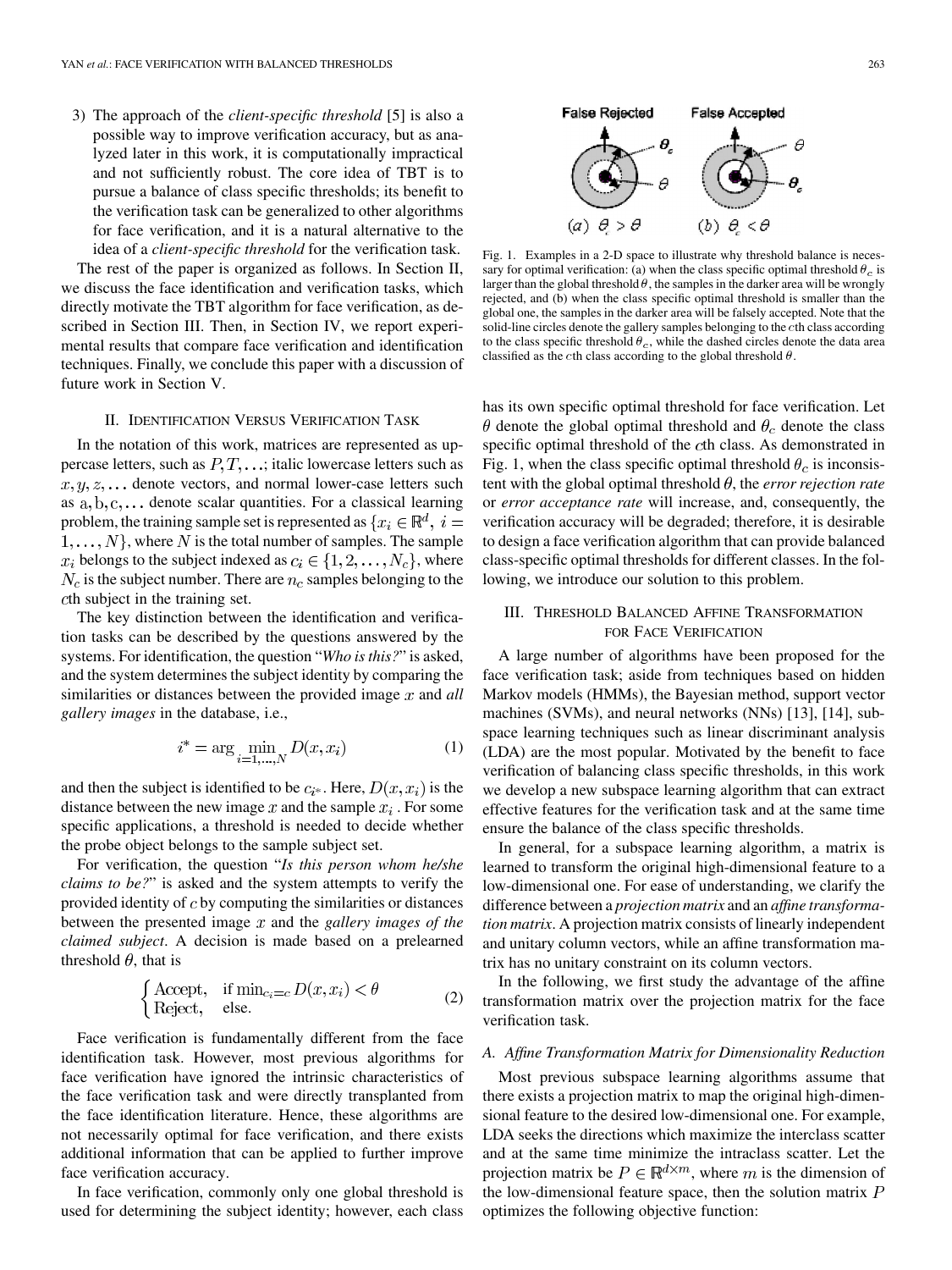3) The approach of the *client-specific threshold* [5] is also a possible way to improve verification accuracy, but as analyzed later in this work, it is computationally impractical and not sufficiently robust. The core idea of TBT is to pursue a balance of class specific thresholds; its benefit to the verification task can be generalized to other algorithms for face verification, and it is a natural alternative to the idea of a *client-specific threshold* for the verification task.

The rest of the paper is organized as follows. In Section II, we discuss the face identification and verification tasks, which directly motivate the TBT algorithm for face verification, as described in Section III. Then, in Section IV, we report experimental results that compare face verification and identification techniques. Finally, we conclude this paper with a discussion of future work in Section V.

## II. Identification Versus Verification Task

In the notation of this work, matrices are represented as uppercase letters, such as $P, T, \ldots$; italic lowercase letters such as $x, y, z, \ldots$ denote vectors, and normal lower-case letters such as $\mathrm{a}, \mathrm{b}, \mathrm{c}, \ldots$ denote scalar quantities. For a classical learning problem, the training sample set is represented as $\{x_i \in \mathbb{R}^d,\ i = 1, \ldots, N\}$, where $N$ is the total number of samples. The sample $x_i$ belongs to the subject indexed as $c_i \in \{1, 2, \ldots, N_c\}$, where $N_c$ is the subject number. There are $n_c$ samples belonging to the $c$th subject in the training set.

The key distinction between the identification and verification tasks can be described by the questions answered by the systems. For identification, the question "*Who is this?*" is asked, and the system determines the subject identity by comparing the similarities or distances between the provided image $x$ and *all gallery images* in the database, i.e.,

$$i^* = \arg \min_{i=1,\ldots,N} D(x, x_i) \tag{1}$$

and then the subject is identified to be $c_{i^*}$. Here, $D(x, x_i)$ is the distance between the new image $x$ and the sample $x_i$. For some specific applications, a threshold is needed to decide whether the probe object belongs to the sample subject set.

For verification, the question "*Is this person whom he/she claims to be?*" is asked and the system attempts to verify the provided identity of $c$ by computing the similarities or distances between the presented image $x$ and the *gallery images of the claimed subject*. A decision is made based on a prelearned threshold $\theta$, that is

$$\begin{cases} \text{Accept}, & \text{if } \min_{c_i = c} D(x, x_i) < \theta \\ \text{Reject}, & \text{else.} \end{cases} \tag{2}$$

Face verification is fundamentally different from the face identification task. However, most previous algorithms for face verification have ignored the intrinsic characteristics of the face verification task and were directly transplanted from the face identification literature. Hence, these algorithms are not necessarily optimal for face verification, and there exists additional information that can be applied to further improve face verification accuracy.

In face verification, commonly only one global threshold is used for determining the subject identity; however, each class has its own specific optimal threshold for face verification. Let $\theta$ denote the global optimal threshold and $\theta_c$ denote the class specific optimal threshold of the $c$th class. As demonstrated in Fig. 1, when the class specific optimal threshold $\theta_c$ is inconsistent with the global optimal threshold $\theta$, the *error rejection rate* or *error acceptance rate* will increase, and, consequently, the verification accuracy will be degraded; therefore, it is desirable to design a face verification algorithm that can provide balanced class-specific optimal thresholds for different classes. In the following, we introduce our solution to this problem.

Fig. 1. Examples in a 2-D space to illustrate why threshold balance is necessary for optimal verification: (a) when the class specific optimal threshold $\theta_c$ is larger than the global threshold $\theta$, the samples in the darker area will be wrongly rejected, and (b) when the class specific optimal threshold is smaller than the global one, the samples in the darker area will be falsely accepted. Note that the solid-line circles denote the gallery samples belonging to the $c$th class according to the class specific threshold $\theta_c$, while the dashed circles denote the data area classified as the $c$th class according to the global threshold $\theta$.

## III. Threshold Balanced Affine Transformation for Face Verification

A large number of algorithms have been proposed for the face verification task; aside from techniques based on hidden Markov models (HMMs), the Bayesian method, support vector machines (SVMs), and neural networks (NNs) [13], [14], subspace learning techniques such as linear discriminant analysis (LDA) are the most popular. Motivated by the benefit to face verification of balancing class specific thresholds, in this work we develop a new subspace learning algorithm that can extract effective features for the verification task and at the same time ensure the balance of the class specific thresholds.

In general, for a subspace learning algorithm, a matrix is learned to transform the original high-dimensional feature to a low-dimensional one. For ease of understanding, we clarify the difference between a *projection matrix* and an *affine transformation matrix*. A projection matrix consists of linearly independent and unitary column vectors, while an affine transformation matrix has no unitary constraint on its column vectors.

In the following, we first study the advantage of the affine transformation matrix over the projection matrix for the face verification task.

### A. Affine Transformation Matrix for Dimensionality Reduction

Most previous subspace learning algorithms assume that there exists a projection matrix to map the original high-dimensional feature to the desired low-dimensional one. For example, LDA seeks the directions which maximize the interclass scatter and at the same time minimize the intraclass scatter. Let the projection matrix be $P \in \mathbb{R}^{d \times m}$, where $m$ is the dimension of the low-dimensional feature space, then the solution matrix $P$ optimizes the following objective function: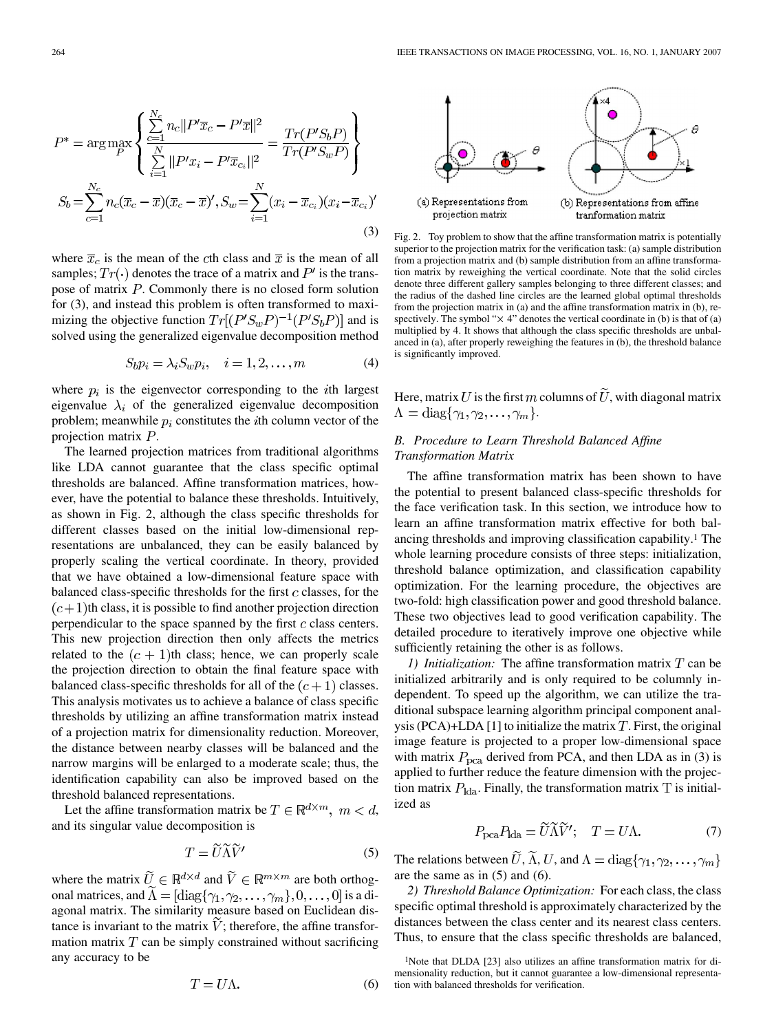$$P^* = \arg\max_P \left\{ \frac{\sum_{c=1}^{N_c} n_c \|P'\overline{x}_c - P'\overline{x}\|^2}{\sum_{i=1}^{N} \|P'x_i - P'\overline{x}_{c_i}\|^2} = \frac{Tr(P'S_bP)}{Tr(P'S_wP)} \right\}$$

$$S_b = \sum_{c=1}^{N_c} n_c(\overline{x}_c - \overline{x})(\overline{x}_c - \overline{x})', S_w = \sum_{i=1}^{N}(x_i - \overline{x}_{c_i})(x_i - \overline{x}_{c_i})' \tag{3}$$

where $\overline{x}_c$ is the mean of the $c$th class and $\overline{x}$ is the mean of all samples; $Tr(\cdot)$ denotes the trace of a matrix and $P'$ is the transpose of matrix $P$. Commonly there is no closed form solution for (3), and instead this problem is often transformed to maximizing the objective function $Tr[(P'S_wP)^{-1}(P'S_bP)]$ and is solved using the generalized eigenvalue decomposition method

$$S_b p_i = \lambda_i S_w p_i, \quad i = 1, 2, \ldots, m \tag{4}$$

where $p_i$ is the eigenvector corresponding to the $i$th largest eigenvalue $\lambda_i$ of the generalized eigenvalue decomposition problem; meanwhile $p_i$ constitutes the $i$th column vector of the projection matrix $P$.

The learned projection matrices from traditional algorithms like LDA cannot guarantee that the class specific optimal thresholds are balanced. Affine transformation matrices, however, have the potential to balance these thresholds. Intuitively, as shown in Fig. 2, although the class specific thresholds for different classes based on the initial low-dimensional representations are unbalanced, they can be easily balanced by properly scaling the vertical coordinate. In theory, provided that we have obtained a low-dimensional feature space with balanced class-specific thresholds for the first $c$ classes, for the $(c+1)$th class, it is possible to find another projection direction perpendicular to the space spanned by the first $c$ class centers. This new projection direction then only affects the metrics related to the $(c+1)$th class; hence, we can properly scale the projection direction to obtain the final feature space with balanced class-specific thresholds for all of the $(c+1)$ classes. This analysis motivates us to achieve a balance of class specific thresholds by utilizing an affine transformation matrix instead of a projection matrix for dimensionality reduction. Moreover, the distance between nearby classes will be balanced and the narrow margins will be enlarged to a moderate scale; thus, the identification capability can also be improved based on the threshold balanced representations.

Let the affine transformation matrix be $T \in \mathbb{R}^{d \times m}$, $m < d$, and its singular value decomposition is

$$T = \widetilde{U}\widetilde{\Lambda}\widetilde{V}' \tag{5}$$

where the matrix $\widetilde{U} \in \mathbb{R}^{d \times d}$ and $\widetilde{V} \in \mathbb{R}^{m \times m}$ are both orthogonal matrices, and $\widetilde{\Lambda} = [\text{diag}\{\gamma_1, \gamma_2, \ldots, \gamma_m\}, 0, \ldots, 0]$ is a diagonal matrix. The similarity measure based on Euclidean distance is invariant to the matrix $\widetilde{V}$; therefore, the affine transformation matrix $T$ can be simply constrained without sacrificing any accuracy to be

$$T = U\Lambda. \tag{6}$$

Fig. 2. Toy problem to show that the affine transformation matrix is potentially superior to the projection matrix for the verification task: (a) sample distribution from a projection matrix and (b) sample distribution from an affine transformation matrix by reweighing the vertical coordinate. Note that the solid circles denote three different gallery samples belonging to three different classes; and the radius of the dashed line circles are the learned global optimal thresholds from the projection matrix in (a) and the affine transformation matrix in (b), respectively. The symbol "× 4" denotes the vertical coordinate in (b) is that of (a) multiplied by 4. It shows that although the class specific thresholds are unbalanced in (a), after properly reweighing the features in (b), the threshold balance is significantly improved.

Here, matrix $U$ is the first $m$ columns of $\widetilde{U}$, with diagonal matrix $\Lambda = \text{diag}\{\gamma_1, \gamma_2, \ldots, \gamma_m\}$.

### B. Procedure to Learn Threshold Balanced Affine Transformation Matrix

The affine transformation matrix has been shown to have the potential to present balanced class-specific thresholds for the face verification task. In this section, we introduce how to learn an affine transformation matrix effective for both balancing thresholds and improving classification capability.[1] The whole learning procedure consists of three steps: initialization, threshold balance optimization, and classification capability optimization. For the learning procedure, the objectives are two-fold: high classification power and good threshold balance. These two objectives lead to good verification capability. The detailed procedure to iteratively improve one objective while sufficiently retaining the other is as follows.

*1) Initialization:* The affine transformation matrix $T$ can be initialized arbitrarily and is only required to be columnly independent. To speed up the algorithm, we can utilize the traditional subspace learning algorithm principal component analysis (PCA)+LDA [1] to initialize the matrix $T$. First, the original image feature is projected to a proper low-dimensional space with matrix $P_{\text{pca}}$ derived from PCA, and then LDA as in (3) is applied to further reduce the feature dimension with the projection matrix $P_{\text{lda}}$. Finally, the transformation matrix $\text{T}$ is initialized as

$$P_{\text{pca}}P_{\text{lda}} = \widetilde{U}\widetilde{\Lambda}\widetilde{V}'; \quad T = U\Lambda. \tag{7}$$

The relations between $\widetilde{U}, \widetilde{\Lambda}, U$, and $\Lambda = \text{diag}\{\gamma_1, \gamma_2, \ldots, \gamma_m\}$ are the same as in (5) and (6).

*2) Threshold Balance Optimization:* For each class, the class specific optimal threshold is approximately characterized by the distances between the class center and its nearest class centers. Thus, to ensure that the class specific thresholds are balanced,

[1]Note that DLDA [23] also utilizes an affine transformation matrix for dimensionality reduction, but it cannot guarantee a low-dimensional representation with balanced thresholds for verification.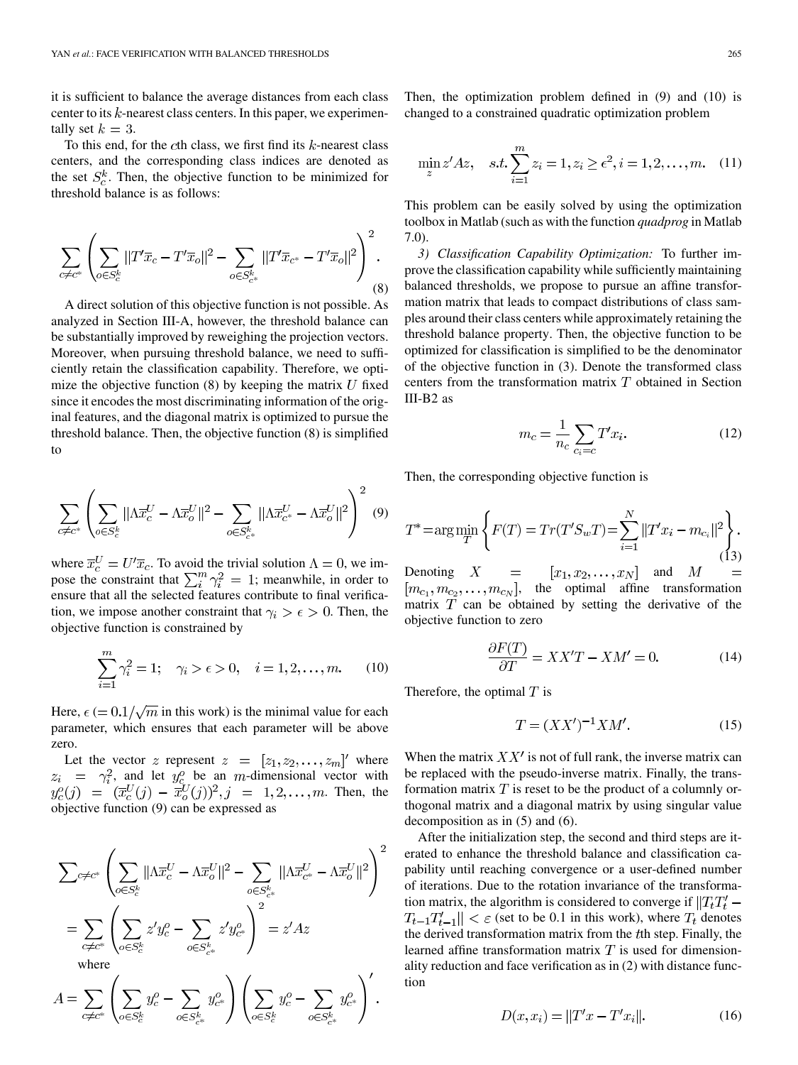it is sufficient to balance the average distances from each class center to its $k$-nearest class centers. In this paper, we experimentally set $k = 3$.

To this end, for the $c$th class, we first find its $k$-nearest class centers, and the corresponding class indices are denoted as the set $S_c^k$. Then, the objective function to be minimized for threshold balance is as follows:

$$\sum_{c \neq c^*} \left( \sum_{o \in S_c^k} \|T'\overline{x}_c - T'\overline{x}_o\|^2 - \sum_{o \in S_{c^*}^k} \|T'\overline{x}_{c^*} - T'\overline{x}_o\|^2 \right)^2. \tag{8}$$

A direct solution of this objective function is not possible. As analyzed in Section III-A, however, the threshold balance can be substantially improved by reweighing the projection vectors. Moreover, when pursuing threshold balance, we need to sufficiently retain the classification capability. Therefore, we optimize the objective function (8) by keeping the matrix $U$ fixed since it encodes the most discriminating information of the original features, and the diagonal matrix is optimized to pursue the threshold balance. Then, the objective function (8) is simplified to

$$\sum_{c \neq c^*} \left( \sum_{o \in S_c^k} \|\Lambda\overline{x}_c^U - \Lambda\overline{x}_o^U\|^2 - \sum_{o \in S_{c^*}^k} \|\Lambda\overline{x}_{c^*}^U - \Lambda\overline{x}_o^U\|^2 \right)^2 \tag{9}$$

where $\overline{x}_c^U = U'\overline{x}_c$. To avoid the trivial solution $\Lambda = 0$, we impose the constraint that $\sum_i^m \gamma_i^2 = 1$; meanwhile, in order to ensure that all the selected features contribute to final verification, we impose another constraint that $\gamma_i > \epsilon > 0$. Then, the objective function is constrained by

$$\sum_{i=1}^{m} \gamma_i^2 = 1; \quad \gamma_i > \epsilon > 0, \quad i = 1, 2, \ldots, m. \tag{10}$$

Here, $\epsilon$ $(= 0.1/\sqrt{m}$ in this work) is the minimal value for each parameter, which ensures that each parameter will be above zero.

Let the vector $z$ represent $z = [z_1, z_2, \ldots, z_m]'$ where $z_i = \gamma_i^2$, and let $y_c^o$ be an $m$-dimensional vector with $y_c^o(j) = (\overline{x}_c^U(j) - \overline{x}_o^U(j))^2, j = 1, 2, \ldots, m$. Then, the objective function (9) can be expressed as

$$\sum\nolimits_{c \neq c^*} \left( \sum_{o \in S_c^k} \|\Lambda\overline{x}_c^U - \Lambda\overline{x}_o^U\|^2 - \sum_{o \in S_{c^*}^k} \|\Lambda\overline{x}_{c^*}^U - \Lambda\overline{x}_o^U\|^2 \right)^2$$

$$= \sum_{c \neq c^*} \left( \sum_{o \in S_c^k} z'y_c^o - \sum_{o \in S_{c^*}^k} z'y_{c^*}^o \right)^2 = z'Az$$

where

$$A = \sum_{c \neq c^*} \left( \sum_{o \in S_c^k} y_c^o - \sum_{o \in S_{c^*}^k} y_{c^*}^o \right) \left( \sum_{o \in S_c^k} y_c^o - \sum_{o \in S_{c^*}^k} y_{c^*}^o \right)'.$$

Then, the optimization problem defined in (9) and (10) is changed to a constrained quadratic optimization problem

$$\min_z z'Az, \quad s.t. \sum_{i=1}^{m} z_i = 1, z_i \geq \epsilon^2, i = 1, 2, \ldots, m. \tag{11}$$

This problem can be easily solved by using the optimization toolbox in Matlab (such as with the function *quadprog* in Matlab 7.0).

*3) Classification Capability Optimization:* To further improve the classification capability while sufficiently maintaining balanced thresholds, we propose to pursue an affine transformation matrix that leads to compact distributions of class samples around their class centers while approximately retaining the threshold balance property. Then, the objective function to be optimized for classification is simplified to be the denominator of the objective function in (3). Denote the transformed class centers from the transformation matrix $T$ obtained in Section III-B2 as

$$m_c = \frac{1}{n_c} \sum_{c_i = c} T'x_i. \tag{12}$$

Then, the corresponding objective function is

$$T^* = \arg\min_T \left\{ F(T) = Tr(T'S_wT) = \sum_{i=1}^{N} \|T'x_i - m_{c_i}\|^2 \right\}. \tag{13}$$

Denoting $X = [x_1, x_2, \ldots, x_N]$ and $M = [m_{c_1}, m_{c_2}, \ldots, m_{c_N}]$, the optimal affine transformation matrix $T$ can be obtained by setting the derivative of the objective function to zero

$$\frac{\partial F(T)}{\partial T} = XX'T - XM' = 0. \tag{14}$$

Therefore, the optimal $T$ is

$$T = (XX')^{-1}XM'. \tag{15}$$

When the matrix $XX'$ is not of full rank, the inverse matrix can be replaced with the pseudo-inverse matrix. Finally, the transformation matrix $T$ is reset to be the product of a columnly orthogonal matrix and a diagonal matrix by using singular value decomposition as in (5) and (6).

After the initialization step, the second and third steps are iterated to enhance the threshold balance and classification capability until reaching convergence or a user-defined number of iterations. Due to the rotation invariance of the transformation matrix, the algorithm is considered to converge if $\|T_tT_t' - T_{t-1}T_{t-1}'\| < \varepsilon$ (set to be 0.1 in this work), where $T_t$ denotes the derived transformation matrix from the $t$th step. Finally, the learned affine transformation matrix $T$ is used for dimensionality reduction and face verification as in (2) with distance function

$$D(x, x_i) = \|T'x - T'x_i\|. \tag{16}$$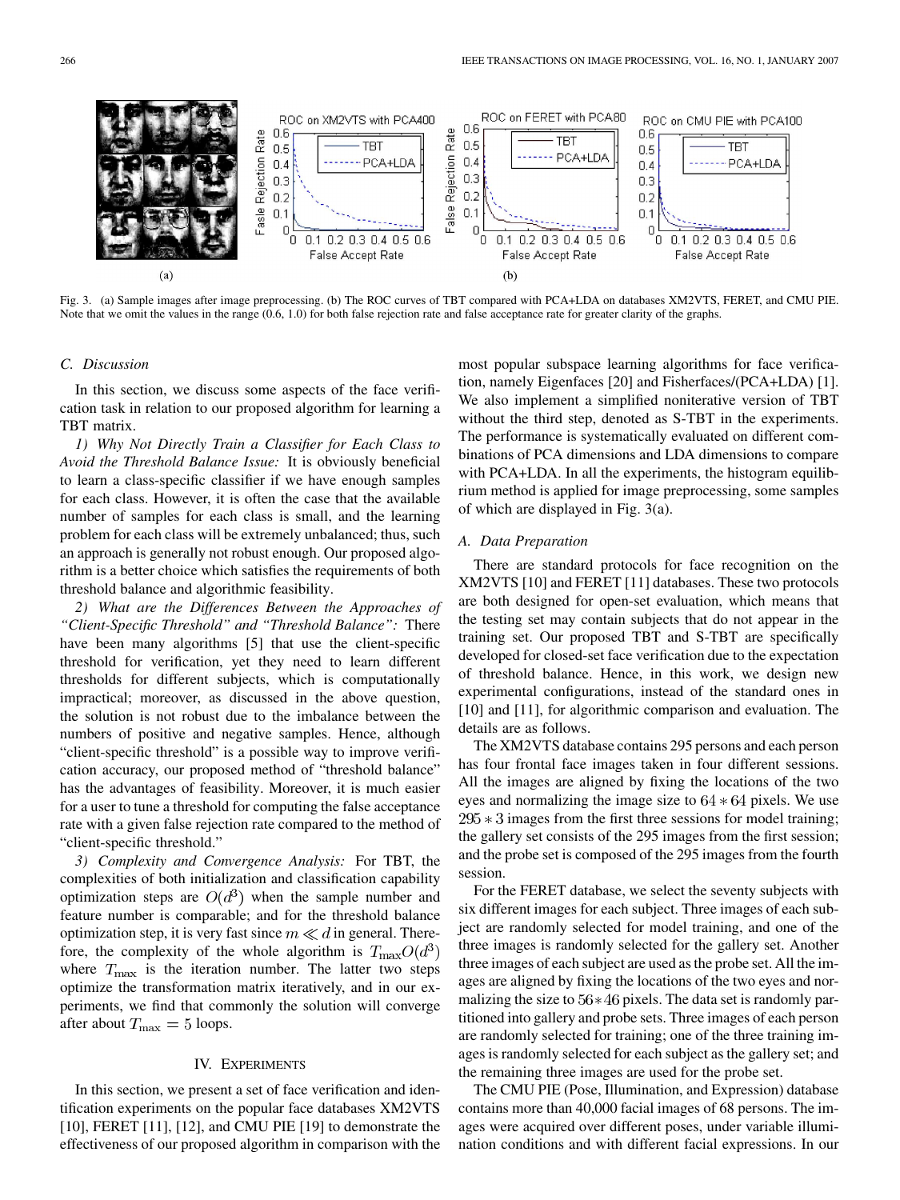Fig. 3. (a) Sample images after image preprocessing. (b) The ROC curves of TBT compared with PCA+LDA on databases XM2VTS, FERET, and CMU PIE. Note that we omit the values in the range (0.6, 1.0) for both false rejection rate and false acceptance rate for greater clarity of the graphs.

### C. Discussion

In this section, we discuss some aspects of the face verification task in relation to our proposed algorithm for learning a TBT matrix.

*1) Why Not Directly Train a Classifier for Each Class to Avoid the Threshold Balance Issue:* It is obviously beneficial to learn a class-specific classifier if we have enough samples for each class. However, it is often the case that the available number of samples for each class is small, and the learning problem for each class will be extremely unbalanced; thus, such an approach is generally not robust enough. Our proposed algorithm is a better choice which satisfies the requirements of both threshold balance and algorithmic feasibility.

*2) What are the Differences Between the Approaches of "Client-Specific Threshold" and "Threshold Balance":* There have been many algorithms [5] that use the client-specific threshold for verification, yet they need to learn different thresholds for different subjects, which is computationally impractical; moreover, as discussed in the above question, the solution is not robust due to the imbalance between the numbers of positive and negative samples. Hence, although "client-specific threshold" is a possible way to improve verification accuracy, our proposed method of "threshold balance" has the advantages of feasibility. Moreover, it is much easier for a user to tune a threshold for computing the false acceptance rate with a given false rejection rate compared to the method of "client-specific threshold."

*3) Complexity and Convergence Analysis:* For TBT, the complexities of both initialization and classification capability optimization steps are $O(d^3)$ when the sample number and feature number is comparable; and for the threshold balance optimization step, it is very fast since $m \ll d$ in general. Therefore, the complexity of the whole algorithm is $T_{\max}O(d^3)$ where $T_{\max}$ is the iteration number. The latter two steps optimize the transformation matrix iteratively, and in our experiments, we find that commonly the solution will converge after about $T_{\max} = 5$ loops.

## IV. Experiments

In this section, we present a set of face verification and identification experiments on the popular face databases XM2VTS [10], FERET [11], [12], and CMU PIE [19] to demonstrate the effectiveness of our proposed algorithm in comparison with the most popular subspace learning algorithms for face verification, namely Eigenfaces [20] and Fisherfaces/(PCA+LDA) [1]. We also implement a simplified noniterative version of TBT without the third step, denoted as S-TBT in the experiments. The performance is systematically evaluated on different combinations of PCA dimensions and LDA dimensions to compare with PCA+LDA. In all the experiments, the histogram equilibrium method is applied for image preprocessing, some samples of which are displayed in Fig. 3(a).

### A. Data Preparation

There are standard protocols for face recognition on the XM2VTS [10] and FERET [11] databases. These two protocols are both designed for open-set evaluation, which means that the testing set may contain subjects that do not appear in the training set. Our proposed TBT and S-TBT are specifically developed for closed-set face verification due to the expectation of threshold balance. Hence, in this work, we design new experimental configurations, instead of the standard ones in [10] and [11], for algorithmic comparison and evaluation. The details are as follows.

The XM2VTS database contains 295 persons and each person has four frontal face images taken in four different sessions. All the images are aligned by fixing the locations of the two eyes and normalizing the image size to $64 * 64$ pixels. We use $295 * 3$ images from the first three sessions for model training; the gallery set consists of the 295 images from the first session; and the probe set is composed of the 295 images from the fourth session.

For the FERET database, we select the seventy subjects with six different images for each subject. Three images of each subject are randomly selected for model training, and one of the three images is randomly selected for the gallery set. Another three images of each subject are used as the probe set. All the images are aligned by fixing the locations of the two eyes and normalizing the size to $56 * 46$ pixels. The data set is randomly partitioned into gallery and probe sets. Three images of each person are randomly selected for training; one of the three training images is randomly selected for each subject as the gallery set; and the remaining three images are used for the probe set.

The CMU PIE (Pose, Illumination, and Expression) database contains more than 40,000 facial images of 68 persons. The images were acquired over different poses, under variable illumination conditions and with different facial expressions. In our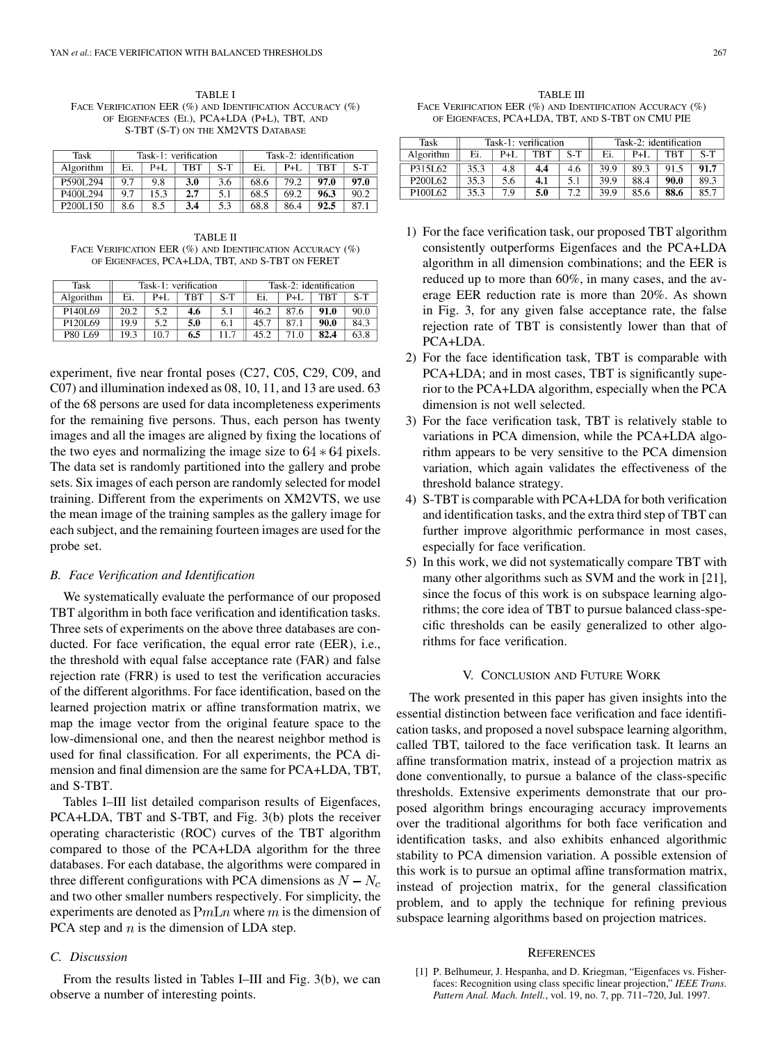TABLE I
FACE VERIFICATION EER (%) AND IDENTIFICATION ACCURACY (%) OF EIGENFACES (EI.), PCA+LDA (P+L), TBT, AND S-TBT (S-T) ON THE XM2VTS DATABASE

| Task | Task-1: verification | | | | Task-2: identification | | | |
|---|---|---|---|---|---|---|---|---|
| Algorithm | Ei. | P+L | TBT | S-T | Ei. | P+L | TBT | S-T |
| P590L294 | 9.7 | 9.8 | **3.0** | 3.6 | 68.6 | 79.2 | **97.0** | **97.0** |
| P400L294 | 9.7 | 15.3 | **2.7** | 5.1 | 68.5 | 69.2 | **96.3** | 90.2 |
| P200L150 | 8.6 | 8.5 | **3.4** | 5.3 | 68.8 | 86.4 | **92.5** | 87.1 |

TABLE II
FACE VERIFICATION EER (%) AND IDENTIFICATION ACCURACY (%) OF EIGENFACES, PCA+LDA, TBT, AND S-TBT ON FERET

| Task | Task-1: verification | | | | Task-2: identification | | | |
|---|---|---|---|---|---|---|---|---|
| Algorithm | Ei. | P+L | TBT | S-T | Ei. | P+L | TBT | S-T |
| P140L69 | 20.2 | 5.2 | **4.6** | 5.1 | 46.2 | 87.6 | **91.0** | 90.0 |
| P120L69 | 19.9 | 5.2 | **5.0** | 6.1 | 45.7 | 87.1 | **90.0** | 84.3 |
| P80 L69 | 19.3 | 10.7 | **6.5** | 11.7 | 45.2 | 71.0 | **82.4** | 63.8 |

experiment, five near frontal poses (C27, C05, C29, C09, and C07) and illumination indexed as 08, 10, 11, and 13 are used. 63 of the 68 persons are used for data incompleteness experiments for the remaining five persons. Thus, each person has twenty images and all the images are aligned by fixing the locations of the two eyes and normalizing the image size to $64 * 64$ pixels. The data set is randomly partitioned into the gallery and probe sets. Six images of each person are randomly selected for model training. Different from the experiments on XM2VTS, we use the mean image of the training samples as the gallery image for each subject, and the remaining fourteen images are used for the probe set.

### B. Face Verification and Identification

We systematically evaluate the performance of our proposed TBT algorithm in both face verification and identification tasks. Three sets of experiments on the above three databases are conducted. For face verification, the equal error rate (EER), i.e., the threshold with equal false acceptance rate (FAR) and false rejection rate (FRR) is used to test the verification accuracies of the different algorithms. For face identification, based on the learned projection matrix or affine transformation matrix, we map the image vector from the original feature space to the low-dimensional one, and then the nearest neighbor method is used for final classification. For all experiments, the PCA dimension and final dimension are the same for PCA+LDA, TBT, and S-TBT.

Tables I–III list detailed comparison results of Eigenfaces, PCA+LDA, TBT and S-TBT, and Fig. 3(b) plots the receiver operating characteristic (ROC) curves of the TBT algorithm compared to those of the PCA+LDA algorithm for the three databases. For each database, the algorithms were compared in three different configurations with PCA dimensions as $N - N_c$ and two other smaller numbers respectively. For simplicity, the experiments are denoted as $\mathrm{P}m\mathrm{L}n$ where $m$ is the dimension of PCA step and $n$ is the dimension of LDA step.

### C. Discussion

From the results listed in Tables I–III and Fig. 3(b), we can observe a number of interesting points.

TABLE III
FACE VERIFICATION EER (%) AND IDENTIFICATION ACCURACY (%) OF EIGENFACES, PCA+LDA, TBT, AND S-TBT ON CMU PIE

| Task | Task-1: verification | | | | Task-2: identification | | | |
|---|---|---|---|---|---|---|---|---|
| Algorithm | Ei. | P+L | TBT | S-T | Ei. | P+L | TBT | S-T |
| P315L62 | 35.3 | 4.8 | **4.4** | 4.6 | 39.9 | 89.3 | 91.5 | **91.7** |
| P200L62 | 35.3 | 5.6 | **4.1** | 5.1 | 39.9 | 88.4 | **90.0** | 89.3 |
| P100L62 | 35.3 | 7.9 | **5.0** | 7.2 | 39.9 | 85.6 | **88.6** | 85.7 |

1) For the face verification task, our proposed TBT algorithm consistently outperforms Eigenfaces and the PCA+LDA algorithm in all dimension combinations; and the EER is reduced up to more than 60%, in many cases, and the average EER reduction rate is more than 20%. As shown in Fig. 3, for any given false acceptance rate, the false rejection rate of TBT is consistently lower than that of PCA+LDA.
2) For the face identification task, TBT is comparable with PCA+LDA; and in most cases, TBT is significantly superior to the PCA+LDA algorithm, especially when the PCA dimension is not well selected.
3) For the face verification task, TBT is relatively stable to variations in PCA dimension, while the PCA+LDA algorithm appears to be very sensitive to the PCA dimension variation, which again validates the effectiveness of the threshold balance strategy.
4) S-TBT is comparable with PCA+LDA for both verification and identification tasks, and the extra third step of TBT can further improve algorithmic performance in most cases, especially for face verification.
5) In this work, we did not systematically compare TBT with many other algorithms such as SVM and the work in [21], since the focus of this work is on subspace learning algorithms; the core idea of TBT to pursue balanced class-specific thresholds can be easily generalized to other algorithms for face verification.

## V. CONCLUSION AND FUTURE WORK

The work presented in this paper has given insights into the essential distinction between face verification and face identification tasks, and proposed a novel subspace learning algorithm, called TBT, tailored to the face verification task. It learns an affine transformation matrix, instead of a projection matrix as done conventionally, to pursue a balance of the class-specific thresholds. Extensive experiments demonstrate that our proposed algorithm brings encouraging accuracy improvements over the traditional algorithms for both face verification and identification tasks, and also exhibits enhanced algorithmic stability to PCA dimension variation. A possible extension of this work is to pursue an optimal affine transformation matrix, instead of projection matrix, for the general classification problem, and to apply the technique for refining previous subspace learning algorithms based on projection matrices.

## REFERENCES

[1] P. Belhumeur, J. Hespanha, and D. Kriegman, "Eigenfaces vs. Fisherfaces: Recognition using class specific linear projection," *IEEE Trans. Pattern Anal. Mach. Intell.*, vol. 19, no. 7, pp. 711–720, Jul. 1997.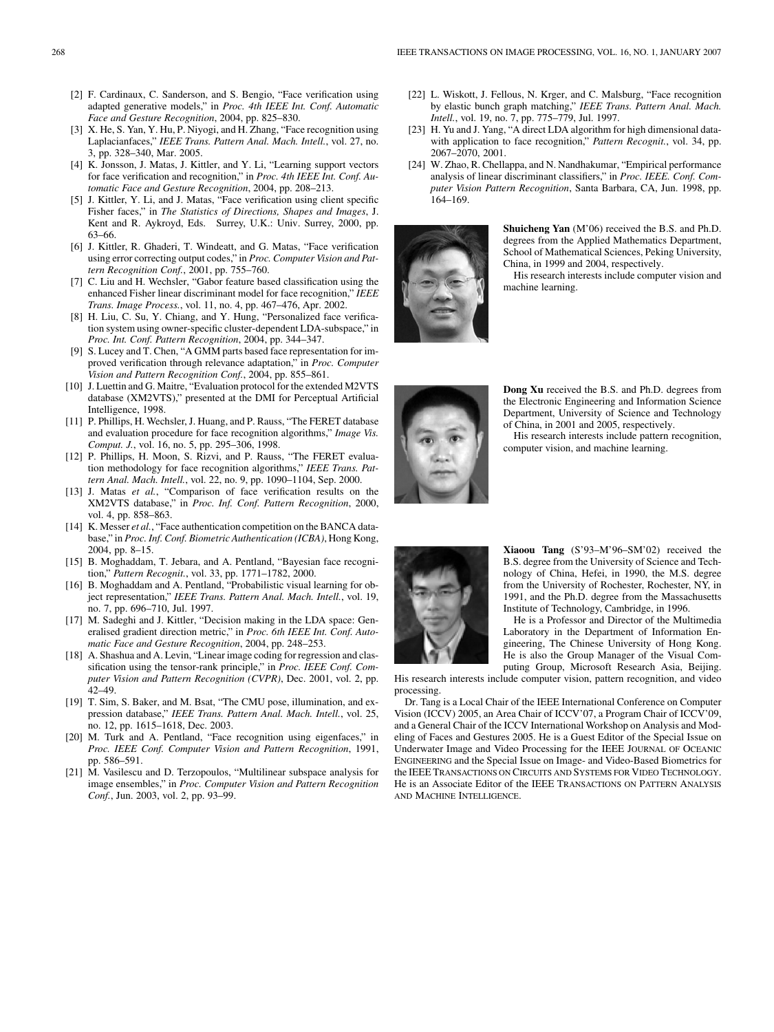[2] F. Cardinaux, C. Sanderson, and S. Bengio, "Face verification using adapted generative models," in *Proc. 4th IEEE Int. Conf. Automatic Face and Gesture Recognition*, 2004, pp. 825–830.

[3] X. He, S. Yan, Y. Hu, P. Niyogi, and H. Zhang, "Face recognition using Laplacianfaces," *IEEE Trans. Pattern Anal. Mach. Intell.*, vol. 27, no. 3, pp. 328–340, Mar. 2005.

[4] K. Jonsson, J. Matas, J. Kittler, and Y. Li, "Learning support vectors for face verification and recognition," in *Proc. 4th IEEE Int. Conf. Automatic Face and Gesture Recognition*, 2004, pp. 208–213.

[5] J. Kittler, Y. Li, and J. Matas, "Face verification using client specific Fisher faces," in *The Statistics of Directions, Shapes and Images*, J. Kent and R. Aykroyd, Eds. Surrey, U.K.: Univ. Surrey, 2000, pp. 63–66.

[6] J. Kittler, R. Ghaderi, T. Windeatt, and G. Matas, "Face verification using error correcting output codes," in *Proc. Computer Vision and Pattern Recognition Conf.*, 2001, pp. 755–760.

[7] C. Liu and H. Wechsler, "Gabor feature based classification using the enhanced Fisher linear discriminant model for face recognition," *IEEE Trans. Image Process.*, vol. 11, no. 4, pp. 467–476, Apr. 2002.

[8] H. Liu, C. Su, Y. Chiang, and Y. Hung, "Personalized face verification system using owner-specific cluster-dependent LDA-subspace," in *Proc. Int. Conf. Pattern Recognition*, 2004, pp. 344–347.

[9] S. Lucey and T. Chen, "A GMM parts based face representation for improved verification through relevance adaptation," in *Proc. Computer Vision and Pattern Recognition Conf.*, 2004, pp. 855–861.

[10] J. Luettin and G. Maitre, "Evaluation protocol for the extended M2VTS database (XM2VTS)," presented at the DMI for Perceptual Artificial Intelligence, 1998.

[11] P. Phillips, H. Wechsler, J. Huang, and P. Rauss, "The FERET database and evaluation procedure for face recognition algorithms," *Image Vis. Comput. J.*, vol. 16, no. 5, pp. 295–306, 1998.

[12] P. Phillips, H. Moon, S. Rizvi, and P. Rauss, "The FERET evaluation methodology for face recognition algorithms," *IEEE Trans. Pattern Anal. Mach. Intell.*, vol. 22, no. 9, pp. 1090–1104, Sep. 2000.

[13] J. Matas *et al.*, "Comparison of face verification results on the XM2VTS database," in *Proc. Inf. Conf. Pattern Recognition*, 2000, vol. 4, pp. 858–863.

[14] K. Messer *et al.*, "Face authentication competition on the BANCA database," in *Proc. Inf. Conf. Biometric Authentication (ICBA)*, Hong Kong, 2004, pp. 8–15.

[15] B. Moghaddam, T. Jebara, and A. Pentland, "Bayesian face recognition," *Pattern Recognit.*, vol. 33, pp. 1771–1782, 2000.

[16] B. Moghaddam and A. Pentland, "Probabilistic visual learning for object representation," *IEEE Trans. Pattern Anal. Mach. Intell.*, vol. 19, no. 7, pp. 696–710, Jul. 1997.

[17] M. Sadeghi and J. Kittler, "Decision making in the LDA space: Generalised gradient direction metric," in *Proc. 6th IEEE Int. Conf. Automatic Face and Gesture Recognition*, 2004, pp. 248–253.

[18] A. Shashua and A. Levin, "Linear image coding for regression and classification using the tensor-rank principle," in *Proc. IEEE Conf. Computer Vision and Pattern Recognition (CVPR)*, Dec. 2001, vol. 2, pp. 42–49.

[19] T. Sim, S. Baker, and M. Bsat, "The CMU pose, illumination, and expression database," *IEEE Trans. Pattern Anal. Mach. Intell.*, vol. 25, no. 12, pp. 1615–1618, Dec. 2003.

[20] M. Turk and A. Pentland, "Face recognition using eigenfaces," in *Proc. IEEE Conf. Computer Vision and Pattern Recognition*, 1991, pp. 586–591.

[21] M. Vasilescu and D. Terzopoulos, "Multilinear subspace analysis for image ensembles," in *Proc. Computer Vision and Pattern Recognition Conf.*, Jun. 2003, vol. 2, pp. 93–99.

[22] L. Wiskott, J. Fellous, N. Krger, and C. Malsburg, "Face recognition by elastic bunch graph matching," *IEEE Trans. Pattern Anal. Mach. Intell.*, vol. 19, no. 7, pp. 775–779, Jul. 1997.

[23] H. Yu and J. Yang, "A direct LDA algorithm for high dimensional data-with application to face recognition," *Pattern Recognit.*, vol. 34, pp. 2067–2070, 2001.

[24] W. Zhao, R. Chellappa, and N. Nandhakumar, "Empirical performance analysis of linear discriminant classifiers," in *Proc. IEEE. Conf. Computer Vision Pattern Recognition*, Santa Barbara, CA, Jun. 1998, pp. 164–169.

**Shuicheng Yan** (M'06) received the B.S. and Ph.D. degrees from the Applied Mathematics Department, School of Mathematical Sciences, Peking University, China, in 1999 and 2004, respectively.

His research interests include computer vision and machine learning.

**Dong Xu** received the B.S. and Ph.D. degrees from the Electronic Engineering and Information Science Department, University of Science and Technology of China, in 2001 and 2005, respectively.

His research interests include pattern recognition, computer vision, and machine learning.

**Xiaoou Tang** (S'93–M'96–SM'02) received the B.S. degree from the University of Science and Technology of China, Hefei, in 1990, the M.S. degree from the University of Rochester, Rochester, NY, in 1991, and the Ph.D. degree from the Massachusetts Institute of Technology, Cambridge, in 1996.

He is a Professor and Director of the Multimedia Laboratory in the Department of Information Engineering, The Chinese University of Hong Kong. He is also the Group Manager of the Visual Computing Group, Microsoft Research Asia, Beijing. His research interests include computer vision, pattern recognition, and video processing.

Dr. Tang is a Local Chair of the IEEE International Conference on Computer Vision (ICCV) 2005, an Area Chair of ICCV'07, a Program Chair of ICCV'09, and a General Chair of the ICCV International Workshop on Analysis and Modeling of Faces and Gestures 2005. He is a Guest Editor of the Special Issue on Underwater Image and Video Processing for the IEEE JOURNAL OF OCEANIC ENGINEERING and the Special Issue on Image- and Video-Based Biometrics for the IEEE TRANSACTIONS ON CIRCUITS AND SYSTEMS FOR VIDEO TECHNOLOGY. He is an Associate Editor of the IEEE TRANSACTIONS ON PATTERN ANALYSIS AND MACHINE INTELLIGENCE.